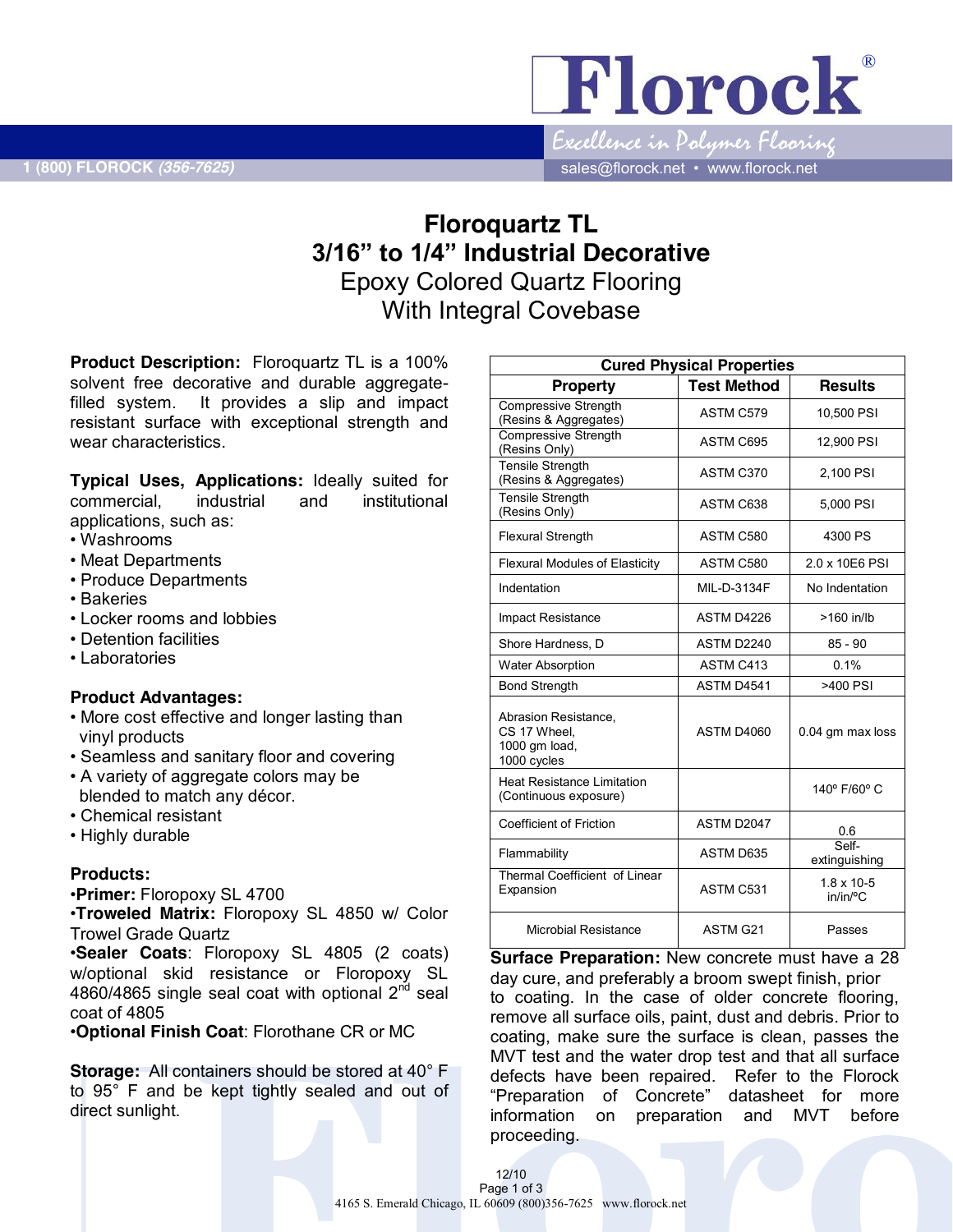# Floroquartz TL
## 3/16" to 1/4" Industrial Decorative
### Epoxy Colored Quartz Flooring
### With Integral Covebase

**Product Description:** Floroquartz TL is a 100% solvent free decorative and durable aggregate-filled system. It provides a slip and impact resistant surface with exceptional strength and wear characteristics.

**Typical Uses, Applications:** Ideally suited for commercial, industrial and institutional applications, such as:

- Washrooms
- Meat Departments
- Produce Departments
- Bakeries
- Locker rooms and lobbies
- Detention facilities
- Laboratories

**Product Advantages:**

- More cost effective and longer lasting than vinyl products
- Seamless and sanitary floor and covering
- A variety of aggregate colors may be blended to match any décor.
- Chemical resistant
- Highly durable

**Products:**

- **Primer:** Floropoxy SL 4700
- **Troweled Matrix:** Floropoxy SL 4850 w/ Color Trowel Grade Quartz
- **Sealer Coats**: Floropoxy SL 4805 (2 coats) w/optional skid resistance or Floropoxy SL 4860/4865 single seal coat with optional 2nd seal coat of 4805
- **Optional Finish Coat**: Florothane CR or MC

**Storage:** All containers should be stored at 40° F to 95° F and be kept tightly sealed and out of direct sunlight.

| Cured Physical Properties | | |
|---|---|---|
| **Property** | **Test Method** | **Results** |
| Compressive Strength (Resins & Aggregates) | ASTM C579 | 10,500 PSI |
| Compressive Strength (Resins Only) | ASTM C695 | 12,900 PSI |
| Tensile Strength (Resins & Aggregates) | ASTM C370 | 2,100 PSI |
| Tensile Strength (Resins Only) | ASTM C638 | 5,000 PSI |
| Flexural Strength | ASTM C580 | 4300 PS |
| Flexural Modules of Elasticity | ASTM C580 | 2.0 x 10E6 PSI |
| Indentation | MIL-D-3134F | No Indentation |
| Impact Resistance | ASTM D4226 | >160 in/lb |
| Shore Hardness, D | ASTM D2240 | 85 - 90 |
| Water Absorption | ASTM C413 | 0.1% |
| Bond Strength | ASTM D4541 | >400 PSI |
| Abrasion Resistance, CS 17 Wheel, 1000 gm load, 1000 cycles | ASTM D4060 | 0.04 gm max loss |
| Heat Resistance Limitation (Continuous exposure) | | 140º F/60º C |
| Coefficient of Friction | ASTM D2047 | 0.6 |
| Flammability | ASTM D635 | Self-extinguishing |
| Thermal Coefficient of Linear Expansion | ASTM C531 | 1.8 x 10-5 in/in/ºC |
| Microbial Resistance | ASTM G21 | Passes |

**Surface Preparation:** New concrete must have a 28 day cure, and preferably a broom swept finish, prior to coating. In the case of older concrete flooring, remove all surface oils, paint, dust and debris. Prior to coating, make sure the surface is clean, passes the MVT test and the water drop test and that all surface defects have been repaired. Refer to the Florock "Preparation of Concrete" datasheet for more information on preparation and MVT before proceeding.

12/10

4165 S. Emerald Chicago, IL 60609 (800)356-7625 www.florock.net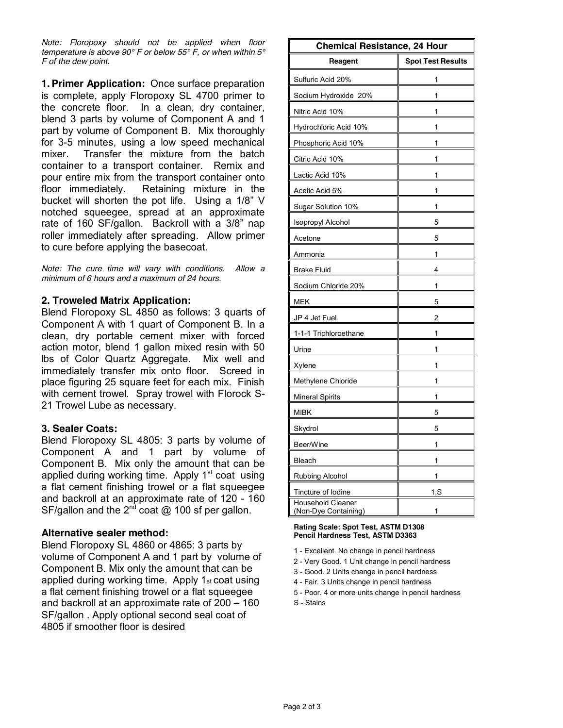*Note: Floropoxy should not be applied when floor temperature is above 90° F or below 55° F, or when within 5° F of the dew point.*

**1. Primer Application:** Once surface preparation is complete, apply Floropoxy SL 4700 primer to the concrete floor. In a clean, dry container, blend 3 parts by volume of Component A and 1 part by volume of Component B. Mix thoroughly for 3-5 minutes, using a low speed mechanical mixer. Transfer the mixture from the batch container to a transport container. Remix and pour entire mix from the transport container onto floor immediately. Retaining mixture in the bucket will shorten the pot life. Using a 1/8" V notched squeegee, spread at an approximate rate of 160 SF/gallon. Backroll with a 3/8" nap roller immediately after spreading. Allow primer to cure before applying the basecoat.

*Note: The cure time will vary with conditions. Allow a minimum of 6 hours and a maximum of 24 hours.*

### 2. Troweled Matrix Application:

Blend Floropoxy SL 4850 as follows: 3 quarts of Component A with 1 quart of Component B. In a clean, dry portable cement mixer with forced action motor, blend 1 gallon mixed resin with 50 lbs of Color Quartz Aggregate. Mix well and immediately transfer mix onto floor. Screed in place figuring 25 square feet for each mix. Finish with cement trowel. Spray trowel with Florock S-21 Trowel Lube as necessary.

### 3. Sealer Coats:

Blend Floropoxy SL 4805: 3 parts by volume of Component A and 1 part by volume of Component B. Mix only the amount that can be applied during working time. Apply 1st coat using a flat cement finishing trowel or a flat squeegee and backroll at an approximate rate of 120 - 160 SF/gallon and the 2nd coat @ 100 sf per gallon.

### Alternative sealer method:

Blend Floropoxy SL 4860 or 4865: 3 parts by volume of Component A and 1 part by volume of Component B. Mix only the amount that can be applied during working time. Apply 1st coat using a flat cement finishing trowel or a flat squeegee and backroll at an approximate rate of 200 – 160 SF/gallon . Apply optional second seal coat of 4805 if smoother floor is desired

| Chemical Resistance, 24 Hour | |
|---|---|
| **Reagent** | **Spot Test Results** |
| Sulfuric Acid 20% | 1 |
| Sodium Hydroxide 20% | 1 |
| Nitric Acid 10% | 1 |
| Hydrochloric Acid 10% | 1 |
| Phosphoric Acid 10% | 1 |
| Citric Acid 10% | 1 |
| Lactic Acid 10% | 1 |
| Acetic Acid 5% | 1 |
| Sugar Solution 10% | 1 |
| Isopropyl Alcohol | 5 |
| Acetone | 5 |
| Ammonia | 1 |
| Brake Fluid | 4 |
| Sodium Chloride 20% | 1 |
| MEK | 5 |
| JP 4 Jet Fuel | 2 |
| 1-1-1 Trichloroethane | 1 |
| Urine | 1 |
| Xylene | 1 |
| Methylene Chloride | 1 |
| Mineral Spirits | 1 |
| MIBK | 5 |
| Skydrol | 5 |
| Beer/Wine | 1 |
| Bleach | 1 |
| Rubbing Alcohol | 1 |
| Tincture of Iodine | 1,S |
| Household Cleaner (Non-Dye Containing) | 1 |

**Rating Scale: Spot Test, ASTM D1308**
**Pencil Hardness Test, ASTM D3363**

1 - Excellent. No change in pencil hardness
2 - Very Good. 1 Unit change in pencil hardness
3 - Good. 2 Units change in pencil hardness
4 - Fair. 3 Units change in pencil hardness
5 - Poor. 4 or more units change in pencil hardness
S - Stains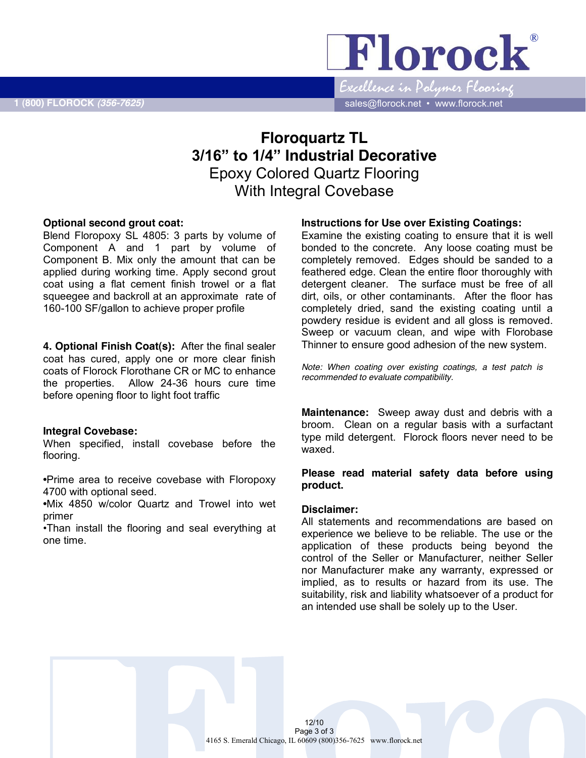# Floroquartz TL

## 3/16" to 1/4" Industrial Decorative

## Epoxy Colored Quartz Flooring With Integral Covebase

**Optional second grout coat:**
Blend Floropoxy SL 4805: 3 parts by volume of Component A and 1 part by volume of Component B. Mix only the amount that can be applied during working time. Apply second grout coat using a flat cement finish trowel or a flat squeegee and backroll at an approximate rate of 160-100 SF/gallon to achieve proper profile

**4. Optional Finish Coat(s):** After the final sealer coat has cured, apply one or more clear finish coats of Florock Florothane CR or MC to enhance the properties. Allow 24-36 hours cure time before opening floor to light foot traffic

**Integral Covebase:**
When specified, install covebase before the flooring.

- Prime area to receive covebase with Floropoxy 4700 with optional seed.
- Mix 4850 w/color Quartz and Trowel into wet primer
- Than install the flooring and seal everything at one time.

**Instructions for Use over Existing Coatings:**
Examine the existing coating to ensure that it is well bonded to the concrete. Any loose coating must be completely removed. Edges should be sanded to a feathered edge. Clean the entire floor thoroughly with detergent cleaner. The surface must be free of all dirt, oils, or other contaminants. After the floor has completely dried, sand the existing coating until a powdery residue is evident and all gloss is removed. Sweep or vacuum clean, and wipe with Florobase Thinner to ensure good adhesion of the new system.

*Note: When coating over existing coatings, a test patch is recommended to evaluate compatibility.*

**Maintenance:** Sweep away dust and debris with a broom. Clean on a regular basis with a surfactant type mild detergent. Florock floors never need to be waxed.

**Please read material safety data before using product.**

**Disclaimer:**
All statements and recommendations are based on experience we believe to be reliable. The use or the application of these products being beyond the control of the Seller or Manufacturer, neither Seller nor Manufacturer make any warranty, expressed or implied, as to results or hazard from its use. The suitability, risk and liability whatsoever of a product for an intended use shall be solely up to the User.

12/10